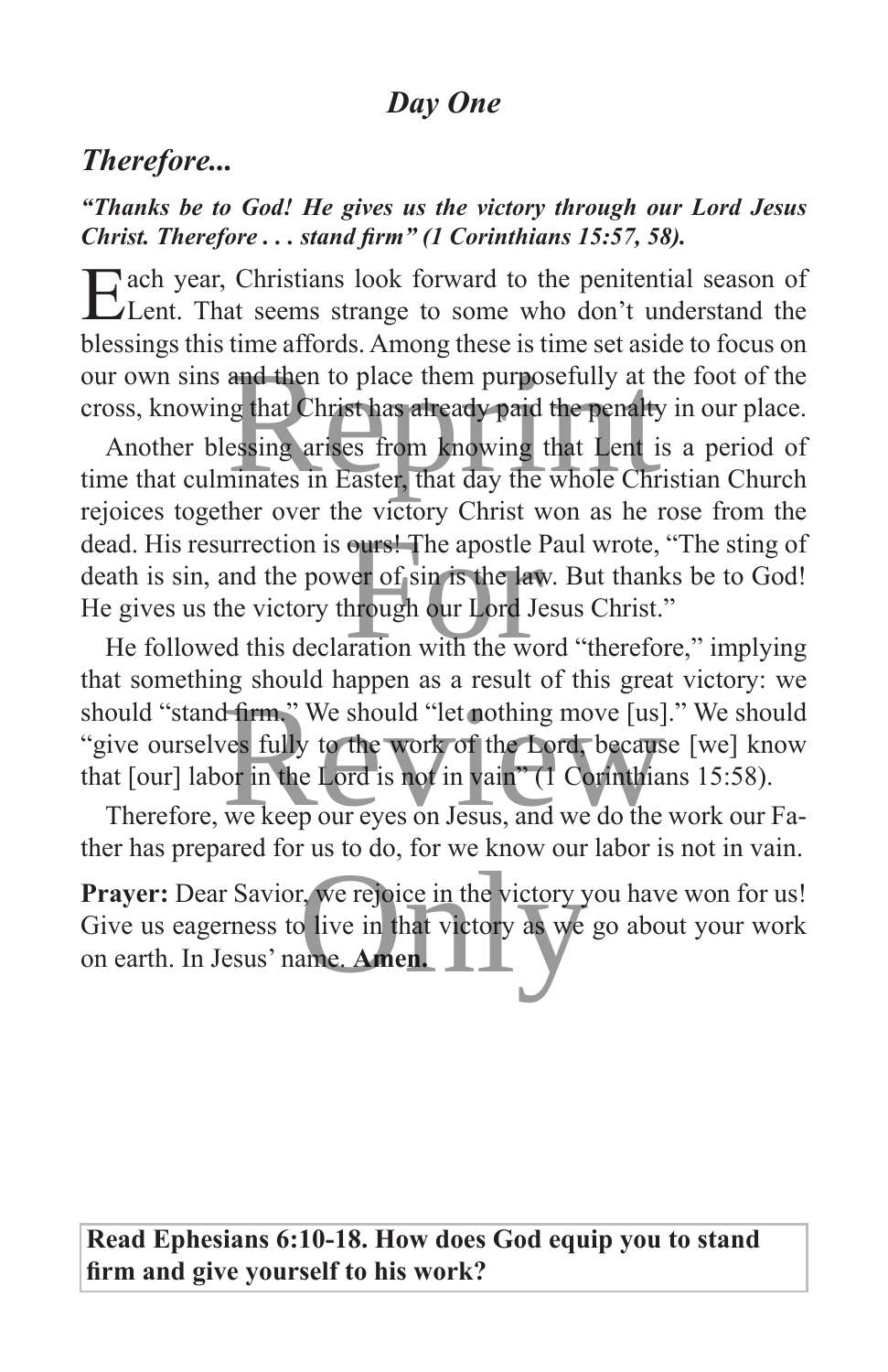## *Day One*

### *Therefore...*

***"Thanks be to God! He gives us the victory through our Lord Jesus Christ. Therefore . . . stand firm" (1 Corinthians 15:57, 58).***

Each year, Christians look forward to the penitential season of Lent. That seems strange to some who don't understand the blessings this time affords. Among these is time set aside to focus on our own sins and then to place them purposefully at the foot of the cross, knowing that Christ has already paid the penalty in our place.

Another blessing arises from knowing that Lent is a period of time that culminates in Easter, that day the whole Christian Church rejoices together over the victory Christ won as he rose from the dead. His resurrection is ours! The apostle Paul wrote, "The sting of death is sin, and the power of sin is the law. But thanks be to God! He gives us the victory through our Lord Jesus Christ."

He followed this declaration with the word "therefore," implying that something should happen as a result of this great victory: we should "stand firm." We should "let nothing move [us]." We should "give ourselves fully to the work of the Lord, because [we] know that [our] labor in the Lord is not in vain" (1 Corinthians 15:58).

Therefore, we keep our eyes on Jesus, and we do the work our Father has prepared for us to do, for we know our labor is not in vain.

**Prayer:** Dear Savior, we rejoice in the victory you have won for us! Give us eagerness to live in that victory as we go about your work on earth. In Jesus' name. **Amen.**

**Read Ephesians 6:10-18. How does God equip you to stand firm and give yourself to his work?**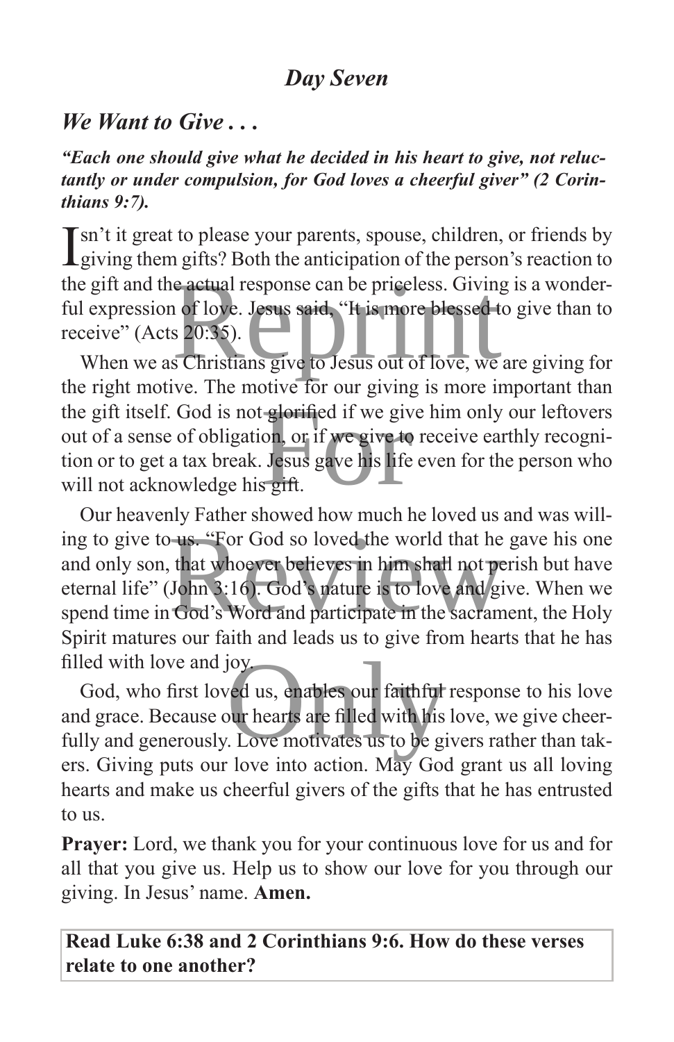## *Day Seven*

### *We Want to Give . . .*

***"Each one should give what he decided in his heart to give, not reluctantly or under compulsion, for God loves a cheerful giver" (2 Corinthians 9:7).***

Isn't it great to please your parents, spouse, children, or friends by giving them gifts? Both the anticipation of the person's reaction to the gift and the actual response can be priceless. Giving is a wonderful expression of love. Jesus said, "It is more blessed to give than to receive" (Acts 20:35).

When we as Christians give to Jesus out of love, we are giving for the right motive. The motive for our giving is more important than the gift itself. God is not glorified if we give him only our leftovers out of a sense of obligation, or if we give to receive earthly recognition or to get a tax break. Jesus gave his life even for the person who will not acknowledge his gift.

Our heavenly Father showed how much he loved us and was willing to give to us. "For God so loved the world that he gave his one and only son, that whoever believes in him shall not perish but have eternal life" (John 3:16). God's nature is to love and give. When we spend time in God's Word and participate in the sacrament, the Holy Spirit matures our faith and leads us to give from hearts that he has filled with love and joy.

God, who first loved us, enables our faithful response to his love and grace. Because our hearts are filled with his love, we give cheerfully and generously. Love motivates us to be givers rather than takers. Giving puts our love into action. May God grant us all loving hearts and make us cheerful givers of the gifts that he has entrusted to us.

**Prayer:** Lord, we thank you for your continuous love for us and for all that you give us. Help us to show our love for you through our giving. In Jesus' name. **Amen.**

**Read Luke 6:38 and 2 Corinthians 9:6. How do these verses relate to one another?**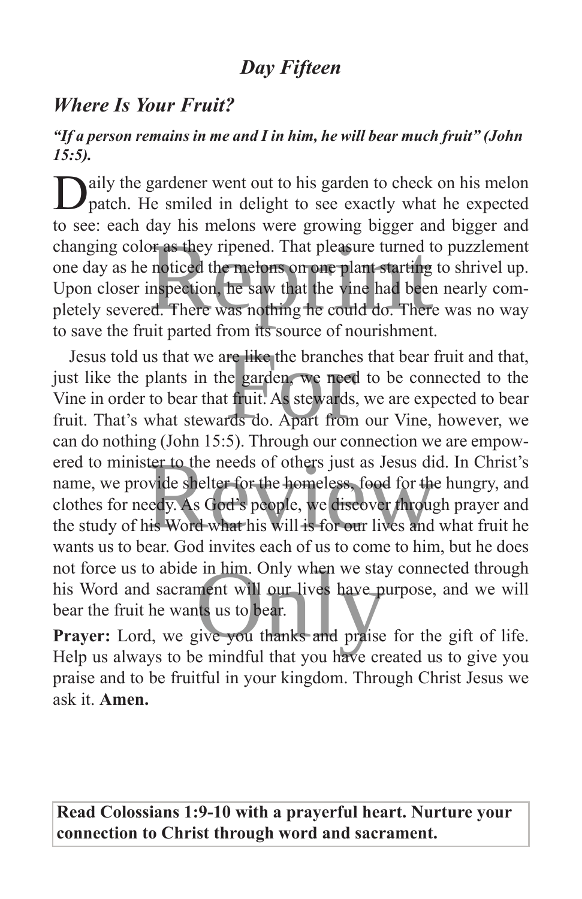## *Day Fifteen*

### *Where Is Your Fruit?*

***"If a person remains in me and I in him, he will bear much fruit" (John 15:5).***

Daily the gardener went out to his garden to check on his melon patch. He smiled in delight to see exactly what he expected to see: each day his melons were growing bigger and bigger and changing color as they ripened. That pleasure turned to puzzlement one day as he noticed the melons on one plant starting to shrivel up. Upon closer inspection, he saw that the vine had been nearly completely severed. There was nothing he could do. There was no way to save the fruit parted from its source of nourishment.

Jesus told us that we are like the branches that bear fruit and that, just like the plants in the garden, we need to be connected to the Vine in order to bear that fruit. As stewards, we are expected to bear fruit. That's what stewards do. Apart from our Vine, however, we can do nothing (John 15:5). Through our connection we are empowered to minister to the needs of others just as Jesus did. In Christ's name, we provide shelter for the homeless, food for the hungry, and clothes for needy. As God's people, we discover through prayer and the study of his Word what his will is for our lives and what fruit he wants us to bear. God invites each of us to come to him, but he does not force us to abide in him. Only when we stay connected through his Word and sacrament will our lives have purpose, and we will bear the fruit he wants us to bear.

**Prayer:** Lord, we give you thanks and praise for the gift of life. Help us always to be mindful that you have created us to give you praise and to be fruitful in your kingdom. Through Christ Jesus we ask it. **Amen.**

**Read Colossians 1:9-10 with a prayerful heart. Nurture your connection to Christ through word and sacrament.**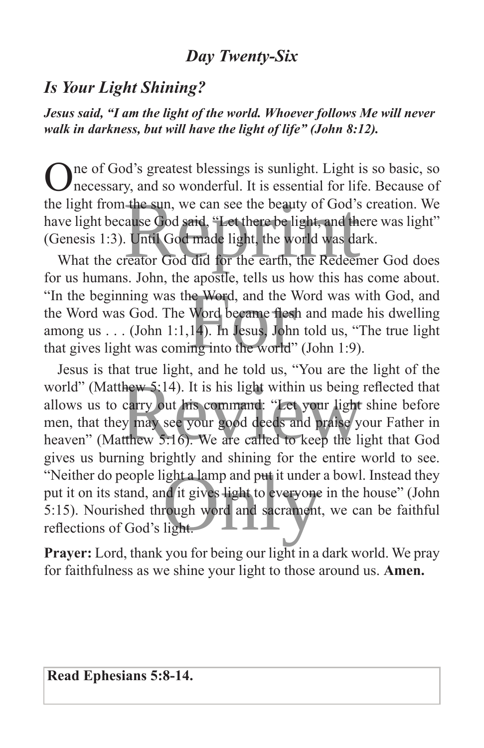## *Day Twenty-Six*

## *Is Your Light Shining?*

***Jesus said, "I am the light of the world. Whoever follows Me will never walk in darkness, but will have the light of life" (John 8:12).***

One of God's greatest blessings is sunlight. Light is so basic, so necessary, and so wonderful. It is essential for life. Because of the light from the sun, we can see the beauty of God's creation. We have light because God said, "Let there be light, and there was light" (Genesis 1:3). Until God made light, the world was dark.

What the creator God did for the earth, the Redeemer God does for us humans. John, the apostle, tells us how this has come about. "In the beginning was the Word, and the Word was with God, and the Word was God. The Word became flesh and made his dwelling among us . . . (John 1:1,14). In Jesus, John told us, "The true light that gives light was coming into the world" (John 1:9).

Jesus is that true light, and he told us, "You are the light of the world" (Matthew 5:14). It is his light within us being reflected that allows us to carry out his command: "Let your light shine before men, that they may see your good deeds and praise your Father in heaven" (Matthew 5:16). We are called to keep the light that God gives us burning brightly and shining for the entire world to see. "Neither do people light a lamp and put it under a bowl. Instead they put it on its stand, and it gives light to everyone in the house" (John 5:15). Nourished through word and sacrament, we can be faithful reflections of God's light.

**Prayer:** Lord, thank you for being our light in a dark world. We pray for faithfulness as we shine your light to those around us. **Amen.**

**Read Ephesians 5:8-14.**